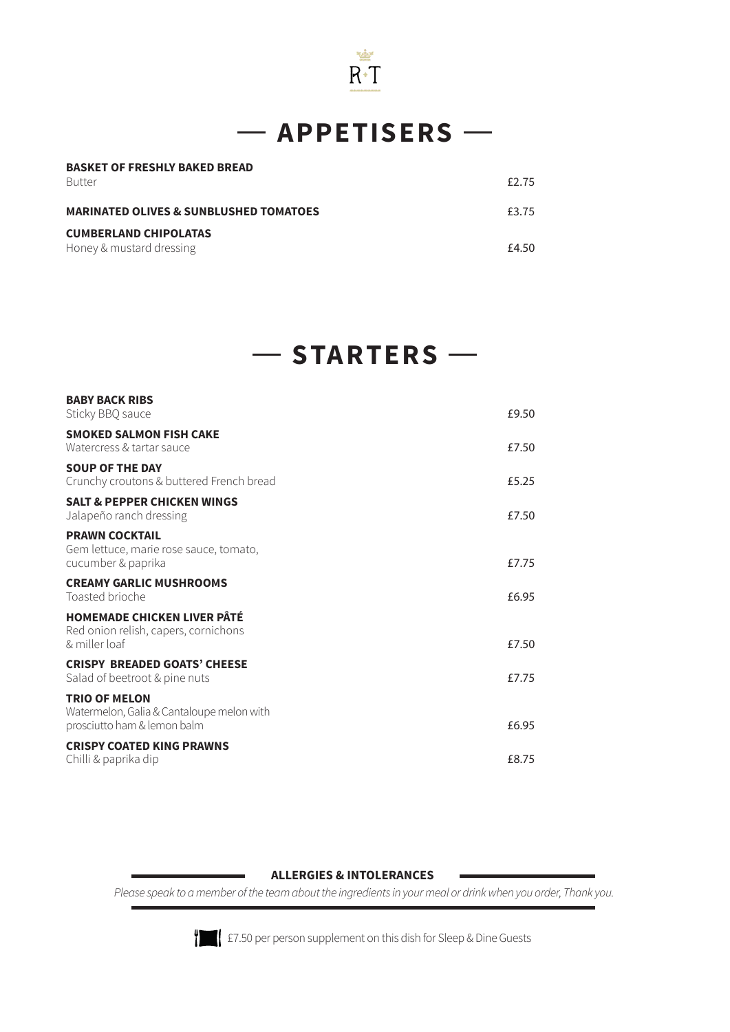R T

# — APPETISERS —

**BASKET OF FRESHLY BAKED BREAD**
Butter — £2.75

**MARINATED OLIVES & SUNBLUSHED TOMATOES** — £3.75

**CUMBERLAND CHIPOLATAS**
Honey & mustard dressing — £4.50

# — STARTERS —

**BABY BACK RIBS**
Sticky BBQ sauce — £9.50

**SMOKED SALMON FISH CAKE**
Watercress & tartar sauce — £7.50

**SOUP OF THE DAY**
Crunchy croutons & buttered French bread — £5.25

**SALT & PEPPER CHICKEN WINGS**
Jalapeño ranch dressing — £7.50

**PRAWN COCKTAIL**
Gem lettuce, marie rose sauce, tomato, cucumber & paprika — £7.75

**CREAMY GARLIC MUSHROOMS**
Toasted brioche — £6.95

**HOMEMADE CHICKEN LIVER PÂTÉ**
Red onion relish, capers, cornichons & miller loaf — £7.50

**CRISPY BREADED GOATS' CHEESE**
Salad of beetroot & pine nuts — £7.75

**TRIO OF MELON**
Watermelon, Galia & Cantaloupe melon with prosciutto ham & lemon balm — £6.95

**CRISPY COATED KING PRAWNS**
Chilli & paprika dip — £8.75

**ALLERGIES & INTOLERANCES**

*Please speak to a member of the team about the ingredients in your meal or drink when you order, Thank you.*

£7.50 per person supplement on this dish for Sleep & Dine Guests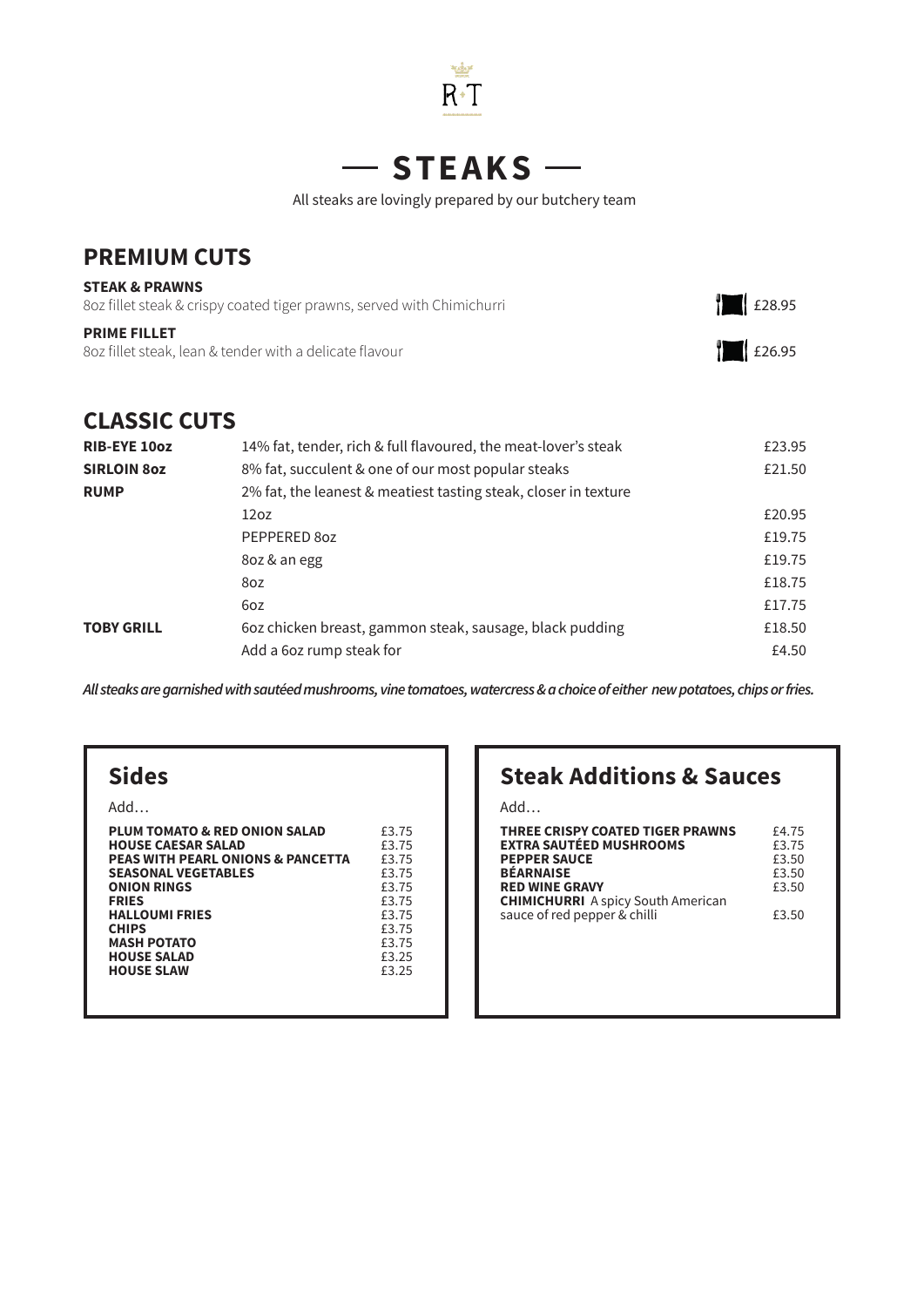# STEAKS

All steaks are lovingly prepared by our butchery team

## PREMIUM CUTS

**STEAK & PRAWNS**
8oz fillet steak & crispy coated tiger prawns, served with Chimichurri — £28.95

**PRIME FILLET**
8oz fillet steak, lean & tender with a delicate flavour — £26.95

## CLASSIC CUTS

| | | |
|---|---|---|
| **RIB-EYE 10oz** | 14% fat, tender, rich & full flavoured, the meat-lover's steak | £23.95 |
| **SIRLOIN 8oz** | 8% fat, succulent & one of our most popular steaks | £21.50 |
| **RUMP** | 2% fat, the leanest & meatiest tasting steak, closer in texture | |
| | 12oz | £20.95 |
| | PEPPERED 8oz | £19.75 |
| | 8oz & an egg | £19.75 |
| | 8oz | £18.75 |
| | 6oz | £17.75 |
| **TOBY GRILL** | 6oz chicken breast, gammon steak, sausage, black pudding | £18.50 |
| | Add a 6oz rump steak for | £4.50 |

***All steaks are garnished with sautéed mushrooms, vine tomatoes, watercress & a choice of either new potatoes, chips or fries.***

## Sides

Add…

| | |
|---|---|
| **PLUM TOMATO & RED ONION SALAD** | £3.75 |
| **HOUSE CAESAR SALAD** | £3.75 |
| **PEAS WITH PEARL ONIONS & PANCETTA** | £3.75 |
| **SEASONAL VEGETABLES** | £3.75 |
| **ONION RINGS** | £3.75 |
| **FRIES** | £3.75 |
| **HALLOUMI FRIES** | £3.75 |
| **CHIPS** | £3.75 |
| **MASH POTATO** | £3.75 |
| **HOUSE SALAD** | £3.25 |
| **HOUSE SLAW** | £3.25 |

## Steak Additions & Sauces

Add…

| | |
|---|---|
| **THREE CRISPY COATED TIGER PRAWNS** | £4.75 |
| **EXTRA SAUTÉED MUSHROOMS** | £3.75 |
| **PEPPER SAUCE** | £3.50 |
| **BÉARNAISE** | £3.50 |
| **RED WINE GRAVY** | £3.50 |
| **CHIMICHURRI** A spicy South American sauce of red pepper & chilli | £3.50 |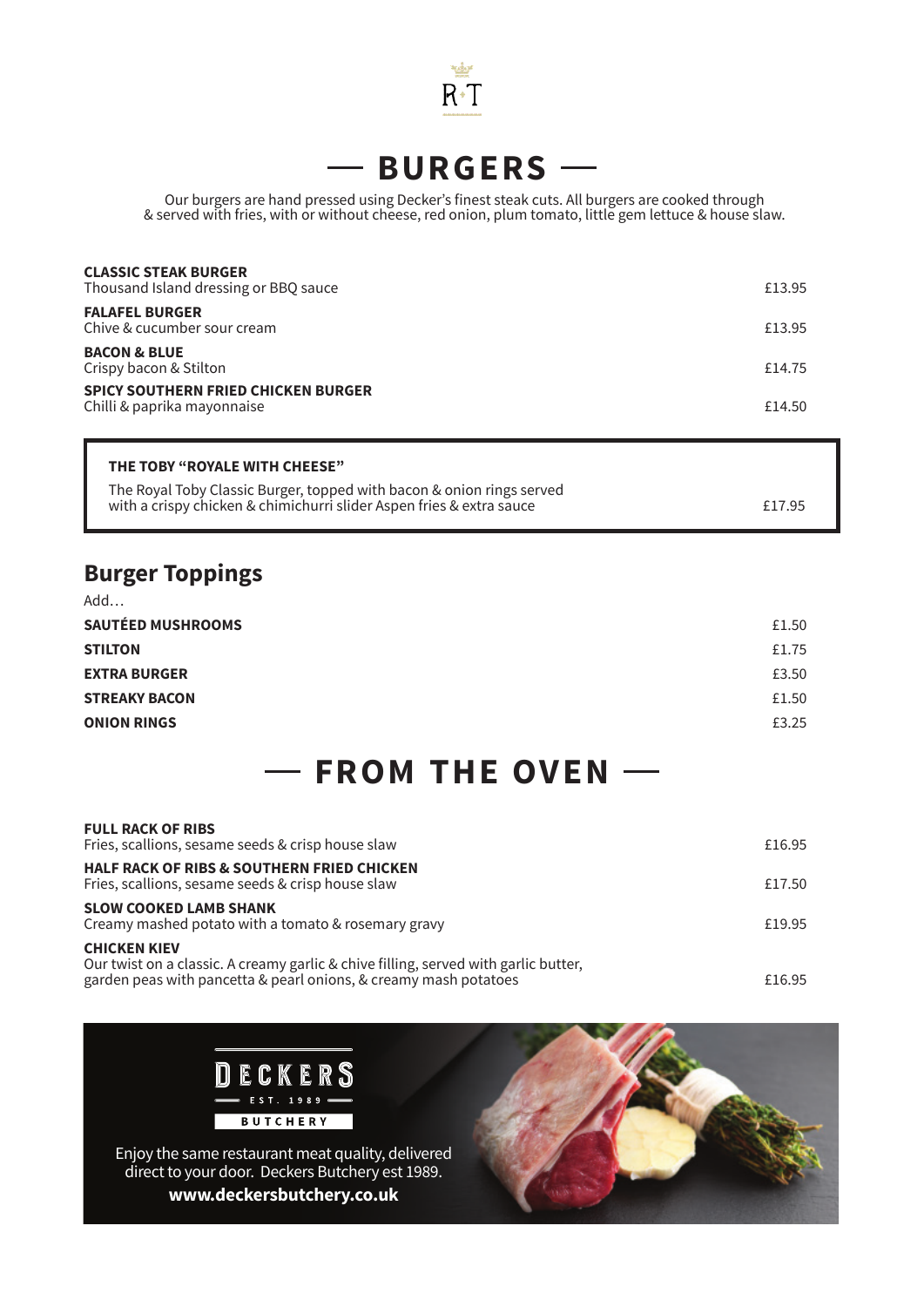R T

# — BURGERS —

Our burgers are hand pressed using Decker's finest steak cuts. All burgers are cooked through & served with fries, with or without cheese, red onion, plum tomato, little gem lettuce & house slaw.

**CLASSIC STEAK BURGER**
Thousand Island dressing or BBQ sauce — £13.95

**FALAFEL BURGER**
Chive & cucumber sour cream — £13.95

**BACON & BLUE**
Crispy bacon & Stilton — £14.75

**SPICY SOUTHERN FRIED CHICKEN BURGER**
Chilli & paprika mayonnaise — £14.50

**THE TOBY "ROYALE WITH CHEESE"**
The Royal Toby Classic Burger, topped with bacon & onion rings served with a crispy chicken & chimichurri slider Aspen fries & extra sauce — £17.95

## Burger Toppings

Add…

| Topping | Price |
| --- | --- |
| **SAUTÉED MUSHROOMS** | £1.50 |
| **STILTON** | £1.75 |
| **EXTRA BURGER** | £3.50 |
| **STREAKY BACON** | £1.50 |
| **ONION RINGS** | £3.25 |

# — FROM THE OVEN —

**FULL RACK OF RIBS**
Fries, scallions, sesame seeds & crisp house slaw — £16.95

**HALF RACK OF RIBS & SOUTHERN FRIED CHICKEN**
Fries, scallions, sesame seeds & crisp house slaw — £17.50

**SLOW COOKED LAMB SHANK**
Creamy mashed potato with a tomato & rosemary gravy — £19.95

**CHICKEN KIEV**
Our twist on a classic. A creamy garlic & chive filling, served with garlic butter, garden peas with pancetta & pearl onions, & creamy mash potatoes — £16.95

DECKERS
EST. 1989
BUTCHERY

Enjoy the same restaurant meat quality, delivered direct to your door. Deckers Butchery est 1989.

**www.deckersbutchery.co.uk**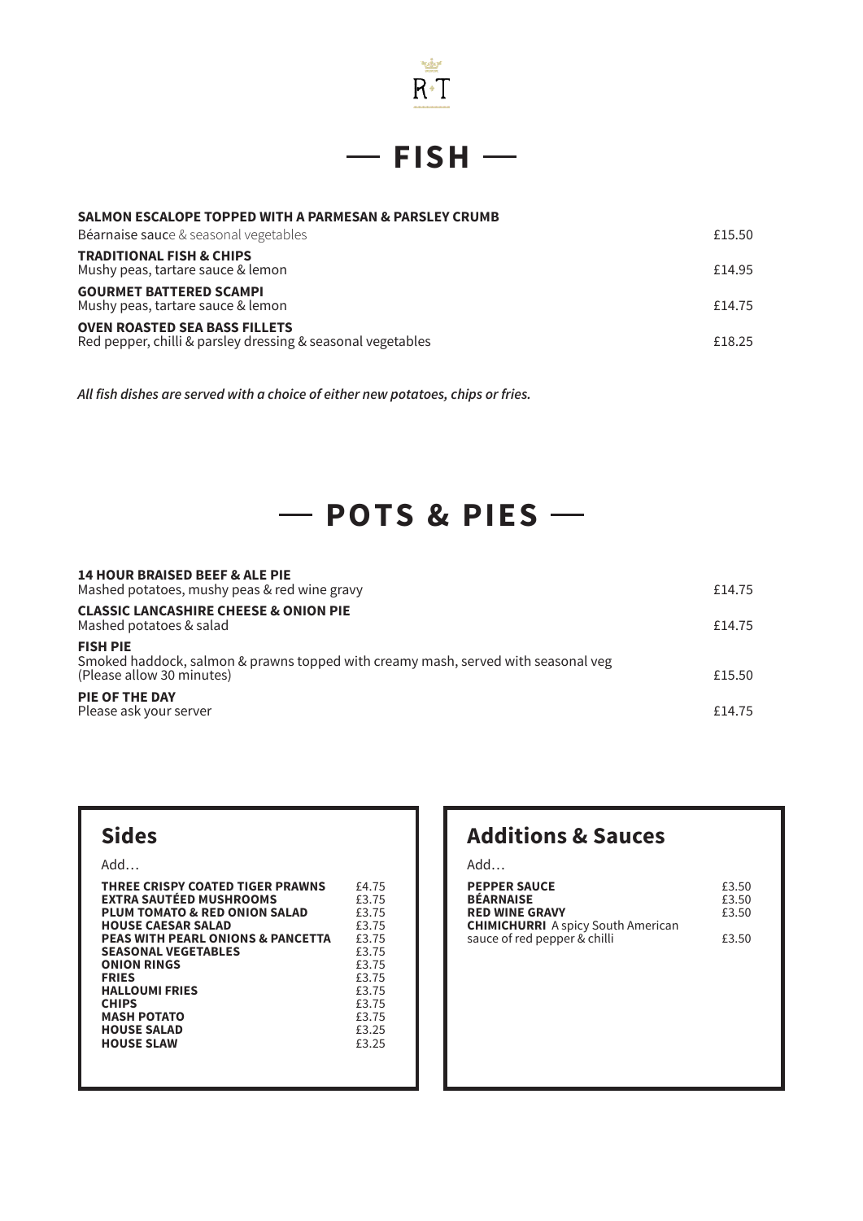# FISH

**SALMON ESCALOPE TOPPED WITH A PARMESAN & PARSLEY CRUMB**
Béarnaise sauce & seasonal vegetables — £15.50

**TRADITIONAL FISH & CHIPS**
Mushy peas, tartare sauce & lemon — £14.95

**GOURMET BATTERED SCAMPI**
Mushy peas, tartare sauce & lemon — £14.75

**OVEN ROASTED SEA BASS FILLETS**
Red pepper, chilli & parsley dressing & seasonal vegetables — £18.25

***All fish dishes are served with a choice of either new potatoes, chips or fries.***

# POTS & PIES

**14 HOUR BRAISED BEEF & ALE PIE**
Mashed potatoes, mushy peas & red wine gravy — £14.75

**CLASSIC LANCASHIRE CHEESE & ONION PIE**
Mashed potatoes & salad — £14.75

**FISH PIE**
Smoked haddock, salmon & prawns topped with creamy mash, served with seasonal veg
(Please allow 30 minutes) — £15.50

**PIE OF THE DAY**
Please ask your server — £14.75

## Sides

Add…

| Item | Price |
|---|---|
| **THREE CRISPY COATED TIGER PRAWNS** | £4.75 |
| **EXTRA SAUTÉED MUSHROOMS** | £3.75 |
| **PLUM TOMATO & RED ONION SALAD** | £3.75 |
| **HOUSE CAESAR SALAD** | £3.75 |
| **PEAS WITH PEARL ONIONS & PANCETTA** | £3.75 |
| **SEASONAL VEGETABLES** | £3.75 |
| **ONION RINGS** | £3.75 |
| **FRIES** | £3.75 |
| **HALLOUMI FRIES** | £3.75 |
| **CHIPS** | £3.75 |
| **MASH POTATO** | £3.75 |
| **HOUSE SALAD** | £3.25 |
| **HOUSE SLAW** | £3.25 |

## Additions & Sauces

Add…

| Item | Price |
|---|---|
| **PEPPER SAUCE** | £3.50 |
| **BÉARNAISE** | £3.50 |
| **RED WINE GRAVY** | £3.50 |
| **CHIMICHURRI** A spicy South American sauce of red pepper & chilli | £3.50 |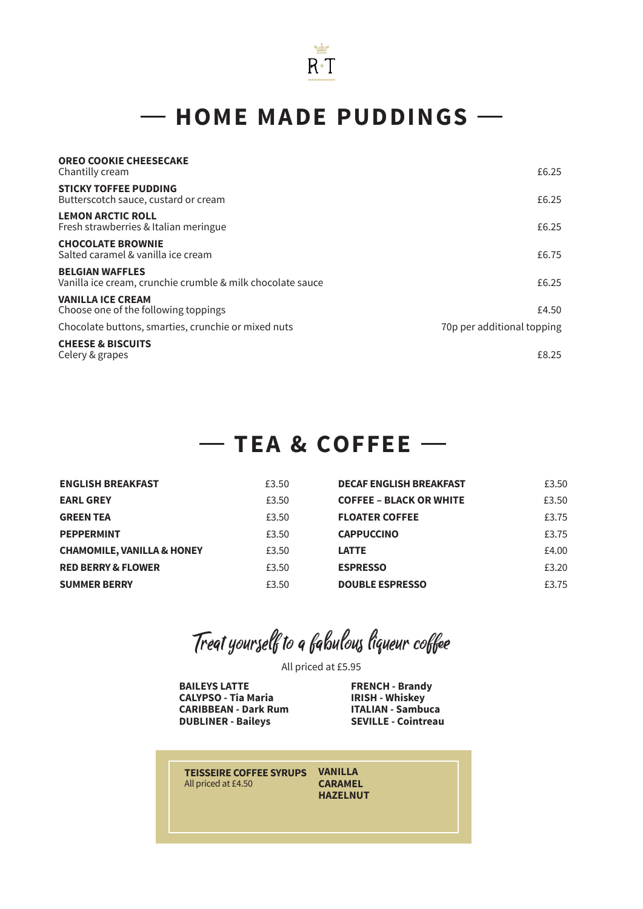R T

# — HOME MADE PUDDINGS —

| | |
|---|---|
| **OREO COOKIE CHEESECAKE**<br>Chantilly cream | £6.25 |
| **STICKY TOFFEE PUDDING**<br>Butterscotch sauce, custard or cream | £6.25 |
| **LEMON ARCTIC ROLL**<br>Fresh strawberries & Italian meringue | £6.25 |
| **CHOCOLATE BROWNIE**<br>Salted caramel & vanilla ice cream | £6.75 |
| **BELGIAN WAFFLES**<br>Vanilla ice cream, crunchie crumble & milk chocolate sauce | £6.25 |
| **VANILLA ICE CREAM**<br>Choose one of the following toppings | £4.50 |
| Chocolate buttons, smarties, crunchie or mixed nuts | 70p per additional topping |
| **CHEESE & BISCUITS**<br>Celery & grapes | £8.25 |

# — TEA & COFFEE —

| | | | |
|---|---|---|---|
| **ENGLISH BREAKFAST** | £3.50 | **DECAF ENGLISH BREAKFAST** | £3.50 |
| **EARL GREY** | £3.50 | **COFFEE – BLACK OR WHITE** | £3.50 |
| **GREEN TEA** | £3.50 | **FLOATER COFFEE** | £3.75 |
| **PEPPERMINT** | £3.50 | **CAPPUCCINO** | £3.75 |
| **CHAMOMILE, VANILLA & HONEY** | £3.50 | **LATTE** | £4.00 |
| **RED BERRY & FLOWER** | £3.50 | **ESPRESSO** | £3.20 |
| **SUMMER BERRY** | £3.50 | **DOUBLE ESPRESSO** | £3.75 |

## *Treat yourself to a fabulous liqueur coffee*

All priced at £5.95

**BAILEYS LATTE**
**CALYPSO - Tia Maria**
**CARIBBEAN - Dark Rum**
**DUBLINER - Baileys**
**FRENCH - Brandy**
**IRISH - Whiskey**
**ITALIAN - Sambuca**
**SEVILLE - Cointreau**

**TEISSEIRE COFFEE SYRUPS**
All priced at £4.50

**VANILLA**
**CARAMEL**
**HAZELNUT**